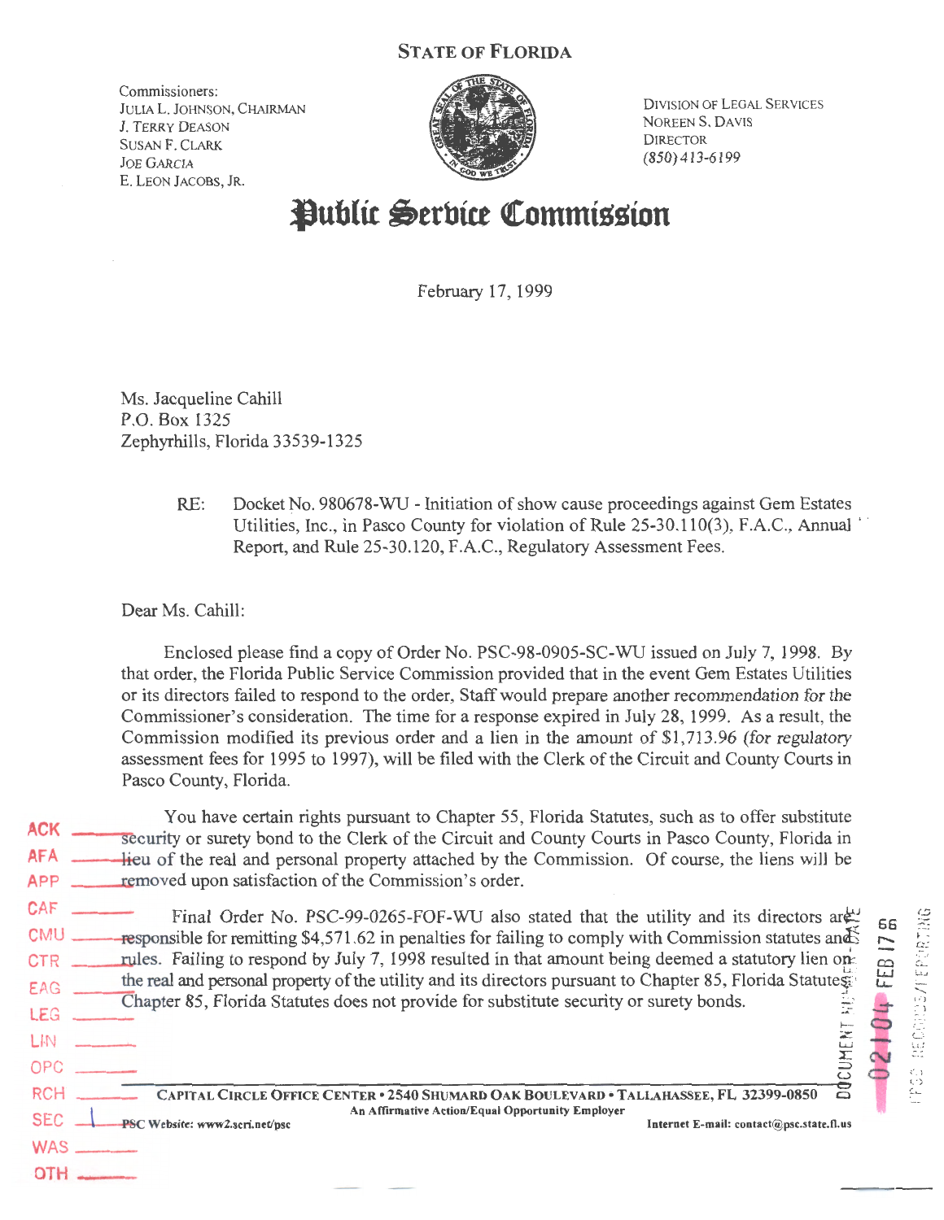# STATE OF FLORIDA

Commissioners:
JULIA L. JOHNSON, CHAIRMAN
J. TERRY DEASON
SUSAN F. CLARK
JOE GARCIA
E. LEON JACOBS, JR.

DIVISION OF LEGAL SERVICES
NOREEN S. DAVIS
DIRECTOR
(850) 413-6199

# Public Service Commission

February 17, 1999

Ms. Jacqueline Cahill
P.O. Box 1325
Zephyrhills, Florida 33539-1325

RE: Docket No. 980678-WU - Initiation of show cause proceedings against Gem Estates Utilities, Inc., in Pasco County for violation of Rule 25-30.110(3), F.A.C., Annual Report, and Rule 25-30.120, F.A.C., Regulatory Assessment Fees.

Dear Ms. Cahill:

Enclosed please find a copy of Order No. PSC-98-0905-SC-WU issued on July 7, 1998. By that order, the Florida Public Service Commission provided that in the event Gem Estates Utilities or its directors failed to respond to the order, Staff would prepare another recommendation for the Commissioner's consideration. The time for a response expired in July 28, 1999. As a result, the Commission modified its previous order and a lien in the amount of $1,713.96 (for regulatory assessment fees for 1995 to 1997), will be filed with the Clerk of the Circuit and County Courts in Pasco County, Florida.

You have certain rights pursuant to Chapter 55, Florida Statutes, such as to offer substitute security or surety bond to the Clerk of the Circuit and County Courts in Pasco County, Florida in lieu of the real and personal property attached by the Commission. Of course, the liens will be removed upon satisfaction of the Commission's order.

Final Order No. PSC-99-0265-FOF-WU also stated that the utility and its directors are responsible for remitting $4,571.62 in penalties for failing to comply with Commission statutes and rules. Failing to respond by July 7, 1998 resulted in that amount being deemed a statutory lien on the real and personal property of the utility and its directors pursuant to Chapter 85, Florida Statutes. Chapter 85, Florida Statutes does not provide for substitute security or surety bonds.

ACK
AFA
APP
CAF
CMU
CTR
EAG
LEG
LIN
OPC
RCH
SEC 1
WAS
OTH

DOCUMENT NUMBER-DATE
02104 FEB 17 99
FPSC-RECORDS/REPORTING

CAPITAL CIRCLE OFFICE CENTER • 2540 SHUMARD OAK BOULEVARD • TALLAHASSEE, FL 32399-0850
An Affirmative Action/Equal Opportunity Employer
PSC Website: www2.scri.net/psc Internet E-mail: contact@psc.state.fl.us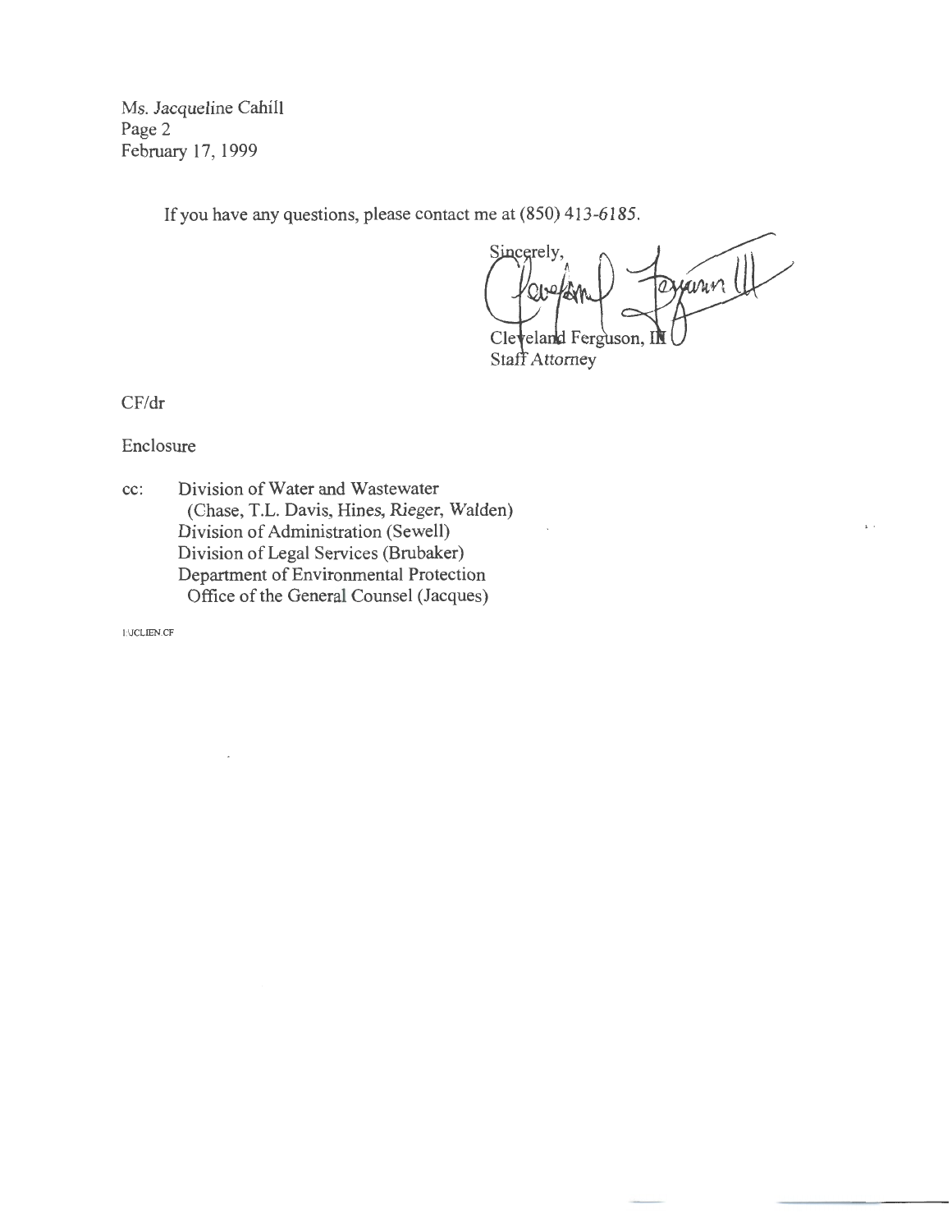Ms. Jacqueline Cahill
Page 2
February 17, 1999

If you have any questions, please contact me at (850) 413-6185.

Sincerely,

Cleveland Ferguson, III
Staff Attorney

CF/dr

Enclosure

cc: Division of Water and Wastewater
(Chase, T.L. Davis, Hines, Rieger, Walden)
Division of Administration (Sewell)
Division of Legal Services (Brubaker)
Department of Environmental Protection
Office of the General Counsel (Jacques)

I:\JCLIEN.CF